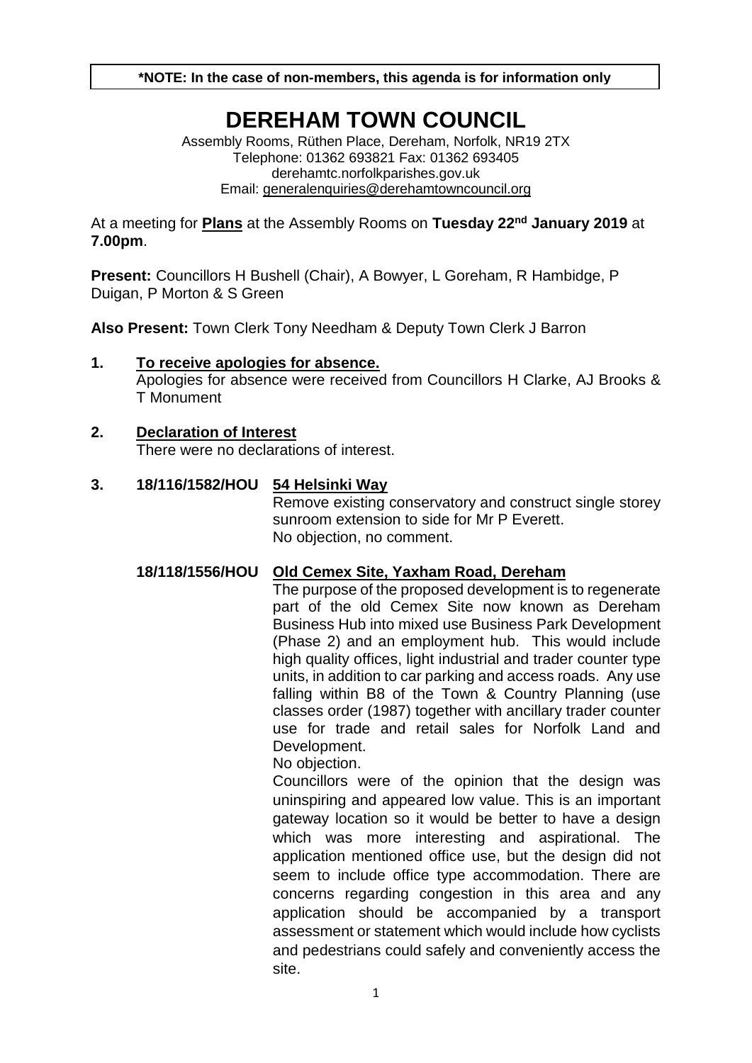**\*NOTE: In the case of non-members, this agenda is for information only**

# DEREHAM TOWN COUNCIL

Assembly Rooms, Rüthen Place, Dereham, Norfolk, NR19 2TX
Telephone: 01362 693821 Fax: 01362 693405
derehamtc.norfolkparishes.gov.uk
Email: generalenquiries@derehamtowncouncil.org

At a meeting for **Plans** at the Assembly Rooms on **Tuesday 22nd January 2019** at **7.00pm**.

**Present:** Councillors H Bushell (Chair), A Bowyer, L Goreham, R Hambidge, P Duigan, P Morton & S Green

**Also Present:** Town Clerk Tony Needham & Deputy Town Clerk J Barron

**1. To receive apologies for absence.**

Apologies for absence were received from Councillors H Clarke, AJ Brooks & T Monument

**2. Declaration of Interest**

There were no declarations of interest.

**3. 18/116/1582/HOU 54 Helsinki Way**

Remove existing conservatory and construct single storey sunroom extension to side for Mr P Everett.
No objection, no comment.

**18/118/1556/HOU Old Cemex Site, Yaxham Road, Dereham**

The purpose of the proposed development is to regenerate part of the old Cemex Site now known as Dereham Business Hub into mixed use Business Park Development (Phase 2) and an employment hub. This would include high quality offices, light industrial and trader counter type units, in addition to car parking and access roads. Any use falling within B8 of the Town & Country Planning (use classes order (1987) together with ancillary trader counter use for trade and retail sales for Norfolk Land and Development.

No objection.

Councillors were of the opinion that the design was uninspiring and appeared low value. This is an important gateway location so it would be better to have a design which was more interesting and aspirational. The application mentioned office use, but the design did not seem to include office type accommodation. There are concerns regarding congestion in this area and any application should be accompanied by a transport assessment or statement which would include how cyclists and pedestrians could safely and conveniently access the site.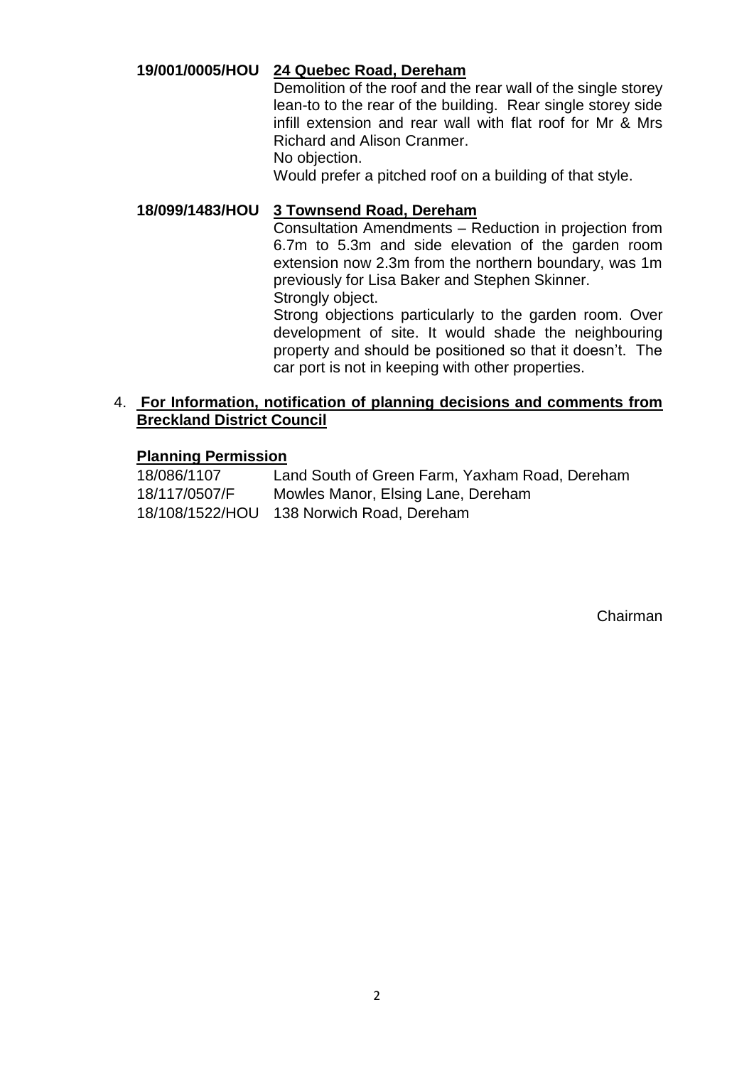**19/001/0005/HOU** **24 Quebec Road, Dereham**

Demolition of the roof and the rear wall of the single storey lean-to to the rear of the building. Rear single storey side infill extension and rear wall with flat roof for Mr & Mrs Richard and Alison Cranmer.

No objection.

Would prefer a pitched roof on a building of that style.

**18/099/1483/HOU** **3 Townsend Road, Dereham**

Consultation Amendments – Reduction in projection from 6.7m to 5.3m and side elevation of the garden room extension now 2.3m from the northern boundary, was 1m previously for Lisa Baker and Stephen Skinner.

Strongly object.

Strong objections particularly to the garden room. Over development of site. It would shade the neighbouring property and should be positioned so that it doesn't. The car port is not in keeping with other properties.

4. **For Information, notification of planning decisions and comments from Breckland District Council**

**Planning Permission**

| | |
|---|---|
| 18/086/1107 | Land South of Green Farm, Yaxham Road, Dereham |
| 18/117/0507/F | Mowles Manor, Elsing Lane, Dereham |
| 18/108/1522/HOU | 138 Norwich Road, Dereham |

Chairman